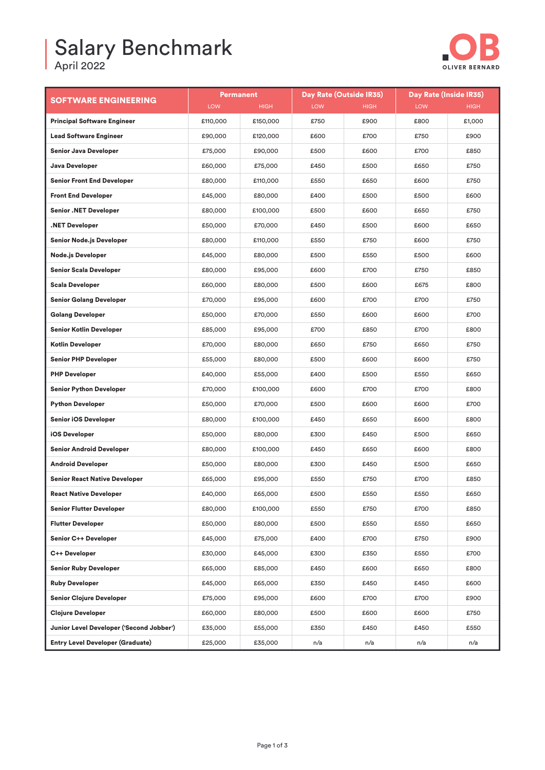# Salary Benchmark

April 2022

OLIVER BERNARD

| SOFTWARE ENGINEERING | Permanent | | Day Rate (Outside IR35) | | Day Rate (Inside IR35) | |
|---|---|---|---|---|---|---|
| | LOW | HIGH | LOW | HIGH | LOW | HIGH |
| **Principal Software Engineer** | £110,000 | £150,000 | £750 | £900 | £800 | £1,000 |
| **Lead Software Engineer** | £90,000 | £120,000 | £600 | £700 | £750 | £900 |
| **Senior Java Developer** | £75,000 | £90,000 | £500 | £600 | £700 | £850 |
| **Java Developer** | £60,000 | £75,000 | £450 | £500 | £650 | £750 |
| **Senior Front End Developer** | £80,000 | £110,000 | £550 | £650 | £600 | £750 |
| **Front End Developer** | £45,000 | £80,000 | £400 | £500 | £500 | £600 |
| **Senior .NET Developer** | £80,000 | £100,000 | £500 | £600 | £650 | £750 |
| **.NET Developer** | £50,000 | £70,000 | £450 | £500 | £600 | £650 |
| **Senior Node.js Developer** | £80,000 | £110,000 | £550 | £750 | £600 | £750 |
| **Node.js Developer** | £45,000 | £80,000 | £500 | £550 | £500 | £600 |
| **Senior Scala Developer** | £80,000 | £95,000 | £600 | £700 | £750 | £850 |
| **Scala Developer** | £60,000 | £80,000 | £500 | £600 | £675 | £800 |
| **Senior Golang Developer** | £70,000 | £95,000 | £600 | £700 | £700 | £750 |
| **Golang Developer** | £50,000 | £70,000 | £550 | £600 | £600 | £700 |
| **Senior Kotlin Developer** | £85,000 | £95,000 | £700 | £850 | £700 | £800 |
| **Kotlin Developer** | £70,000 | £80,000 | £650 | £750 | £650 | £750 |
| **Senior PHP Developer** | £55,000 | £80,000 | £500 | £600 | £600 | £750 |
| **PHP Developer** | £40,000 | £55,000 | £400 | £500 | £550 | £650 |
| **Senior Python Developer** | £70,000 | £100,000 | £600 | £700 | £700 | £800 |
| **Python Developer** | £50,000 | £70,000 | £500 | £600 | £600 | £700 |
| **Senior iOS Developer** | £80,000 | £100,000 | £450 | £650 | £600 | £800 |
| **iOS Developer** | £50,000 | £80,000 | £300 | £450 | £500 | £650 |
| **Senior Android Developer** | £80,000 | £100,000 | £450 | £650 | £600 | £800 |
| **Android Developer** | £50,000 | £80,000 | £300 | £450 | £500 | £650 |
| **Senior React Native Developer** | £65,000 | £95,000 | £550 | £750 | £700 | £850 |
| **React Native Developer** | £40,000 | £65,000 | £500 | £550 | £550 | £650 |
| **Senior Flutter Developer** | £80,000 | £100,000 | £550 | £750 | £700 | £850 |
| **Flutter Developer** | £50,000 | £80,000 | £500 | £550 | £550 | £650 |
| **Senior C++ Developer** | £45,000 | £75,000 | £400 | £700 | £750 | £900 |
| **C++ Developer** | £30,000 | £45,000 | £300 | £350 | £550 | £700 |
| **Senior Ruby Developer** | £65,000 | £85,000 | £450 | £600 | £650 | £800 |
| **Ruby Developer** | £45,000 | £65,000 | £350 | £450 | £450 | £600 |
| **Senior Clojure Developer** | £75,000 | £95,000 | £600 | £700 | £700 | £900 |
| **Clojure Developer** | £60,000 | £80,000 | £500 | £600 | £600 | £750 |
| **Junior Level Developer ('Second Jobber')** | £35,000 | £55,000 | £350 | £450 | £450 | £550 |
| **Entry Level Developer (Graduate)** | £25,000 | £35,000 | n/a | n/a | n/a | n/a |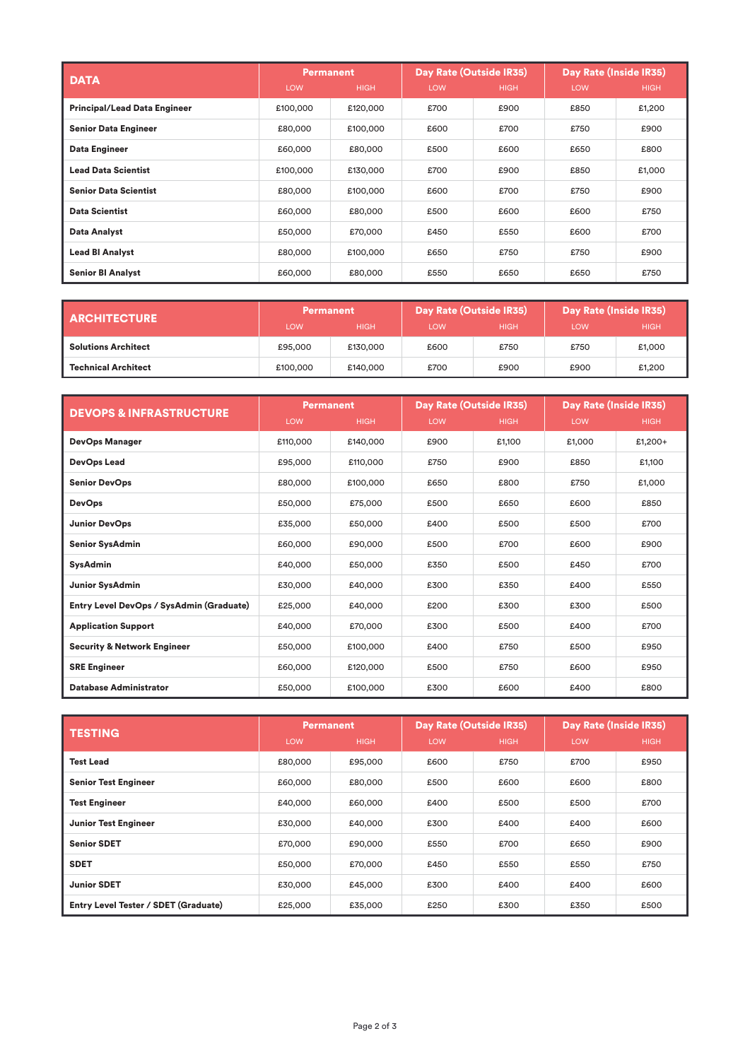| DATA | Permanent | | Day Rate (Outside IR35) | | Day Rate (Inside IR35) | |
|---|---|---|---|---|---|---|
| | LOW | HIGH | LOW | HIGH | LOW | HIGH |
| **Principal/Lead Data Engineer** | £100,000 | £120,000 | £700 | £900 | £850 | £1,200 |
| **Senior Data Engineer** | £80,000 | £100,000 | £600 | £700 | £750 | £900 |
| **Data Engineer** | £60,000 | £80,000 | £500 | £600 | £650 | £800 |
| **Lead Data Scientist** | £100,000 | £130,000 | £700 | £900 | £850 | £1,000 |
| **Senior Data Scientist** | £80,000 | £100,000 | £600 | £700 | £750 | £900 |
| **Data Scientist** | £60,000 | £80,000 | £500 | £600 | £600 | £750 |
| **Data Analyst** | £50,000 | £70,000 | £450 | £550 | £600 | £700 |
| **Lead BI Analyst** | £80,000 | £100,000 | £650 | £750 | £750 | £900 |
| **Senior BI Analyst** | £60,000 | £80,000 | £550 | £650 | £650 | £750 |

| ARCHITECTURE | Permanent | | Day Rate (Outside IR35) | | Day Rate (Inside IR35) | |
|---|---|---|---|---|---|---|
| | LOW | HIGH | LOW | HIGH | LOW | HIGH |
| **Solutions Architect** | £95,000 | £130,000 | £600 | £750 | £750 | £1,000 |
| **Technical Architect** | £100,000 | £140,000 | £700 | £900 | £900 | £1,200 |

| DEVOPS & INFRASTRUCTURE | Permanent | | Day Rate (Outside IR35) | | Day Rate (Inside IR35) | |
|---|---|---|---|---|---|---|
| | LOW | HIGH | LOW | HIGH | LOW | HIGH |
| **DevOps Manager** | £110,000 | £140,000 | £900 | £1,100 | £1,000 | £1,200+ |
| **DevOps Lead** | £95,000 | £110,000 | £750 | £900 | £850 | £1,100 |
| **Senior DevOps** | £80,000 | £100,000 | £650 | £800 | £750 | £1,000 |
| **DevOps** | £50,000 | £75,000 | £500 | £650 | £600 | £850 |
| **Junior DevOps** | £35,000 | £50,000 | £400 | £500 | £500 | £700 |
| **Senior SysAdmin** | £60,000 | £90,000 | £500 | £700 | £600 | £900 |
| **SysAdmin** | £40,000 | £50,000 | £350 | £500 | £450 | £700 |
| **Junior SysAdmin** | £30,000 | £40,000 | £300 | £350 | £400 | £550 |
| **Entry Level DevOps / SysAdmin (Graduate)** | £25,000 | £40,000 | £200 | £300 | £300 | £500 |
| **Application Support** | £40,000 | £70,000 | £300 | £500 | £400 | £700 |
| **Security & Network Engineer** | £50,000 | £100,000 | £400 | £750 | £500 | £950 |
| **SRE Engineer** | £60,000 | £120,000 | £500 | £750 | £600 | £950 |
| **Database Administrator** | £50,000 | £100,000 | £300 | £600 | £400 | £800 |

| TESTING | Permanent | | Day Rate (Outside IR35) | | Day Rate (Inside IR35) | |
|---|---|---|---|---|---|---|
| | LOW | HIGH | LOW | HIGH | LOW | HIGH |
| **Test Lead** | £80,000 | £95,000 | £600 | £750 | £700 | £950 |
| **Senior Test Engineer** | £60,000 | £80,000 | £500 | £600 | £600 | £800 |
| **Test Engineer** | £40,000 | £60,000 | £400 | £500 | £500 | £700 |
| **Junior Test Engineer** | £30,000 | £40,000 | £300 | £400 | £400 | £600 |
| **Senior SDET** | £70,000 | £90,000 | £550 | £700 | £650 | £900 |
| **SDET** | £50,000 | £70,000 | £450 | £550 | £550 | £750 |
| **Junior SDET** | £30,000 | £45,000 | £300 | £400 | £400 | £600 |
| **Entry Level Tester / SDET (Graduate)** | £25,000 | £35,000 | £250 | £300 | £350 | £500 |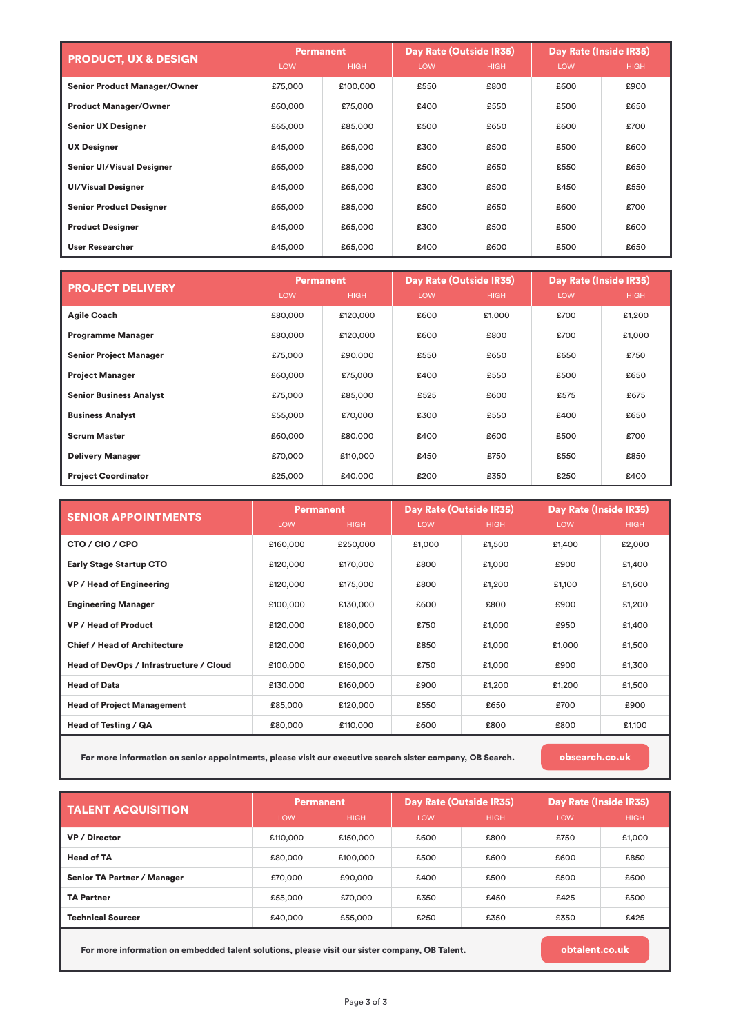| PRODUCT, UX & DESIGN | Permanent | | Day Rate (Outside IR35) | | Day Rate (Inside IR35) | |
|---|---|---|---|---|---|---|
| | LOW | HIGH | LOW | HIGH | LOW | HIGH |
| **Senior Product Manager/Owner** | £75,000 | £100,000 | £550 | £800 | £600 | £900 |
| **Product Manager/Owner** | £60,000 | £75,000 | £400 | £550 | £500 | £650 |
| **Senior UX Designer** | £65,000 | £85,000 | £500 | £650 | £600 | £700 |
| **UX Designer** | £45,000 | £65,000 | £300 | £500 | £500 | £600 |
| **Senior UI/Visual Designer** | £65,000 | £85,000 | £500 | £650 | £550 | £650 |
| **UI/Visual Designer** | £45,000 | £65,000 | £300 | £500 | £450 | £550 |
| **Senior Product Designer** | £65,000 | £85,000 | £500 | £650 | £600 | £700 |
| **Product Designer** | £45,000 | £65,000 | £300 | £500 | £500 | £600 |
| **User Researcher** | £45,000 | £65,000 | £400 | £600 | £500 | £650 |

| PROJECT DELIVERY | Permanent | | Day Rate (Outside IR35) | | Day Rate (Inside IR35) | |
|---|---|---|---|---|---|---|
| | LOW | HIGH | LOW | HIGH | LOW | HIGH |
| **Agile Coach** | £80,000 | £120,000 | £600 | £1,000 | £700 | £1,200 |
| **Programme Manager** | £80,000 | £120,000 | £600 | £800 | £700 | £1,000 |
| **Senior Project Manager** | £75,000 | £90,000 | £550 | £650 | £650 | £750 |
| **Project Manager** | £60,000 | £75,000 | £400 | £550 | £500 | £650 |
| **Senior Business Analyst** | £75,000 | £85,000 | £525 | £600 | £575 | £675 |
| **Business Analyst** | £55,000 | £70,000 | £300 | £550 | £400 | £650 |
| **Scrum Master** | £60,000 | £80,000 | £400 | £600 | £500 | £700 |
| **Delivery Manager** | £70,000 | £110,000 | £450 | £750 | £550 | £850 |
| **Project Coordinator** | £25,000 | £40,000 | £200 | £350 | £250 | £400 |

| SENIOR APPOINTMENTS | Permanent | | Day Rate (Outside IR35) | | Day Rate (Inside IR35) | |
|---|---|---|---|---|---|---|
| | LOW | HIGH | LOW | HIGH | LOW | HIGH |
| **CTO / CIO / CPO** | £160,000 | £250,000 | £1,000 | £1,500 | £1,400 | £2,000 |
| **Early Stage Startup CTO** | £120,000 | £170,000 | £800 | £1,000 | £900 | £1,400 |
| **VP / Head of Engineering** | £120,000 | £175,000 | £800 | £1,200 | £1,100 | £1,600 |
| **Engineering Manager** | £100,000 | £130,000 | £600 | £800 | £900 | £1,200 |
| **VP / Head of Product** | £120,000 | £180,000 | £750 | £1,000 | £950 | £1,400 |
| **Chief / Head of Architecture** | £120,000 | £160,000 | £850 | £1,000 | £1,000 | £1,500 |
| **Head of DevOps / Infrastructure / Cloud** | £100,000 | £150,000 | £750 | £1,000 | £900 | £1,300 |
| **Head of Data** | £130,000 | £160,000 | £900 | £1,200 | £1,200 | £1,500 |
| **Head of Project Management** | £85,000 | £120,000 | £550 | £650 | £700 | £900 |
| **Head of Testing / QA** | £80,000 | £110,000 | £600 | £800 | £800 | £1,100 |

**For more information on senior appointments, please visit our executive search sister company, OB Search.** **obsearch.co.uk**

| TALENT ACQUISITION | Permanent | | Day Rate (Outside IR35) | | Day Rate (Inside IR35) | |
|---|---|---|---|---|---|---|
| | LOW | HIGH | LOW | HIGH | LOW | HIGH |
| **VP / Director** | £110,000 | £150,000 | £600 | £800 | £750 | £1,000 |
| **Head of TA** | £80,000 | £100,000 | £500 | £600 | £600 | £850 |
| **Senior TA Partner / Manager** | £70,000 | £90,000 | £400 | £500 | £500 | £600 |
| **TA Partner** | £55,000 | £70,000 | £350 | £450 | £425 | £500 |
| **Technical Sourcer** | £40,000 | £55,000 | £250 | £350 | £350 | £425 |

**For more information on embedded talent solutions, please visit our sister company, OB Talent.** **obtalent.co.uk**